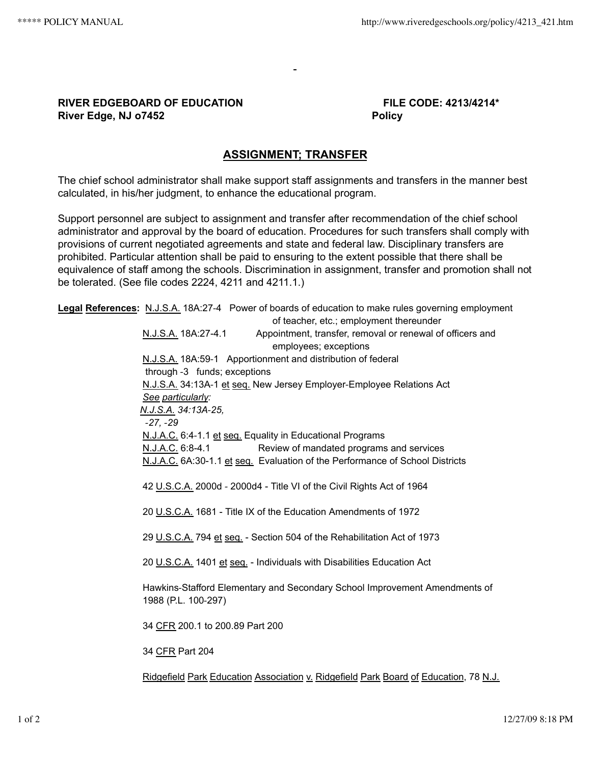**RIVER EDGEBOARD OF EDUCATION** **FILE CODE: 4213/4214***
**River Edge, NJ o7452** **Policy**

## ASSIGNMENT; TRANSFER

The chief school administrator shall make support staff assignments and transfers in the manner best calculated, in his/her judgment, to enhance the educational program.

Support personnel are subject to assignment and transfer after recommendation of the chief school administrator and approval by the board of education. Procedures for such transfers shall comply with provisions of current negotiated agreements and state and federal law. Disciplinary transfers are prohibited. Particular attention shall be paid to ensuring to the extent possible that there shall be equivalence of staff among the schools. Discrimination in assignment, transfer and promotion shall not be tolerated. (See file codes 2224, 4211 and 4211.1.)

**Legal References:** N.J.S.A. 18A:27-4 Power of boards of education to make rules governing employment of teacher, etc.; employment thereunder

N.J.S.A. 18A:27-4.1 Appointment, transfer, removal or renewal of officers and employees; exceptions

N.J.S.A. 18A:59-1 through -3 Apportionment and distribution of federal funds; exceptions

N.J.S.A. 34:13A-1 et seq. New Jersey Employer-Employee Relations Act

*See particularly:*
*N.J.S.A. 34:13A-25, -27, -29*

N.J.A.C. 6:4-1.1 et seq. Equality in Educational Programs

N.J.A.C. 6:8-4.1 Review of mandated programs and services

N.J.A.C. 6A:30-1.1 et seq. Evaluation of the Performance of School Districts

42 U.S.C.A. 2000d - 2000d4 - Title VI of the Civil Rights Act of 1964

20 U.S.C.A. 1681 - Title IX of the Education Amendments of 1972

29 U.S.C.A. 794 et seq. - Section 504 of the Rehabilitation Act of 1973

20 U.S.C.A. 1401 et seq. - Individuals with Disabilities Education Act

Hawkins-Stafford Elementary and Secondary School Improvement Amendments of 1988 (P.L. 100-297)

34 CFR 200.1 to 200.89 Part 200

34 CFR Part 204

Ridgefield Park Education Association v. Ridgefield Park Board of Education, 78 N.J.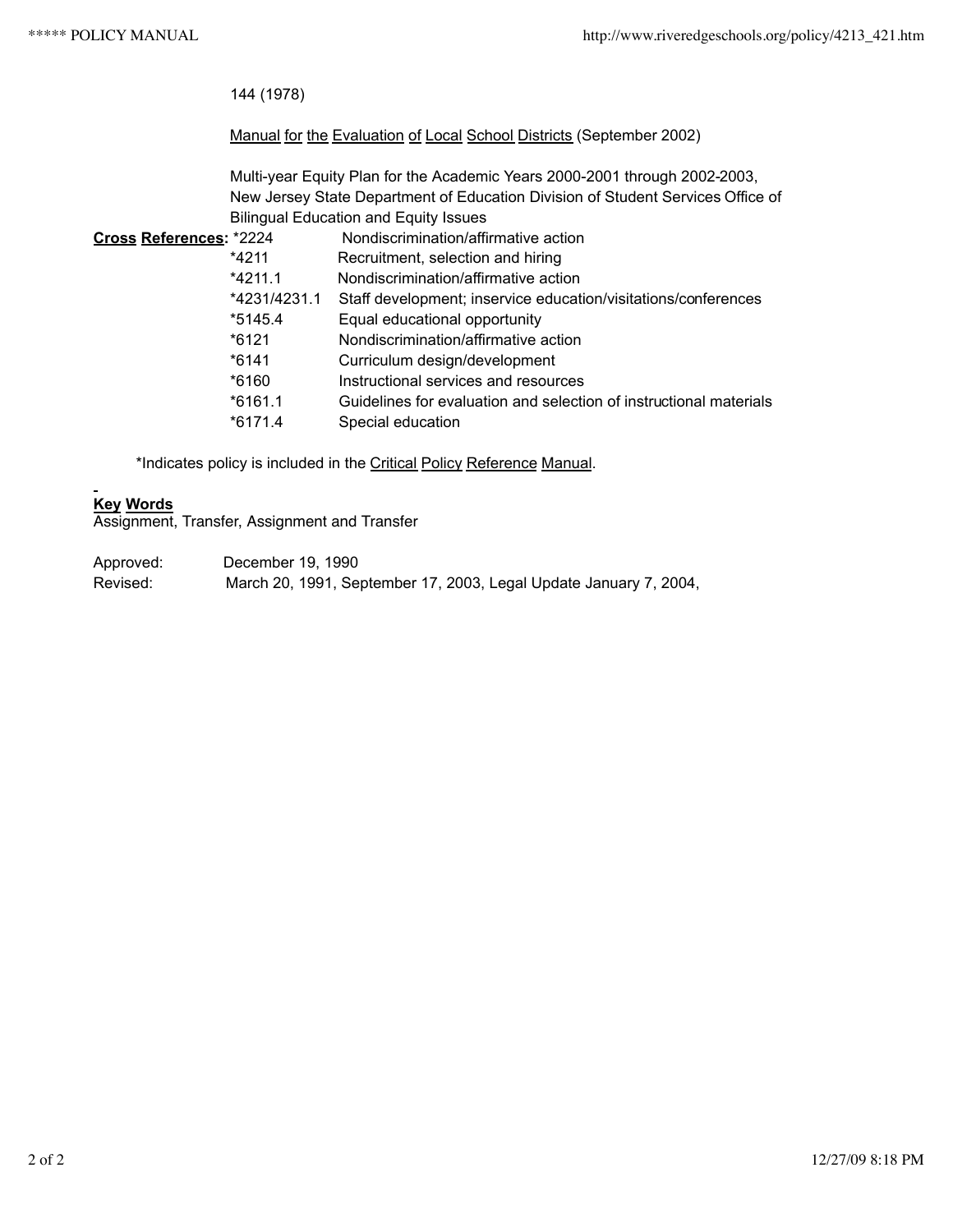144 (1978)

Manual for the Evaluation of Local School Districts (September 2002)

Multi-year Equity Plan for the Academic Years 2000-2001 through 2002-2003, New Jersey State Department of Education Division of Student Services Office of Bilingual Education and Equity Issues

**Cross References:**

| | |
|---|---|
| *2224 | Nondiscrimination/affirmative action |
| *4211 | Recruitment, selection and hiring |
| *4211.1 | Nondiscrimination/affirmative action |
| *4231/4231.1 | Staff development; inservice education/visitations/conferences |
| *5145.4 | Equal educational opportunity |
| *6121 | Nondiscrimination/affirmative action |
| *6141 | Curriculum design/development |
| *6160 | Instructional services and resources |
| *6161.1 | Guidelines for evaluation and selection of instructional materials |
| *6171.4 | Special education |

*Indicates policy is included in the Critical Policy Reference Manual.

**Key Words**

Assignment, Transfer, Assignment and Transfer

Approved: December 19, 1990

Revised: March 20, 1991, September 17, 2003, Legal Update January 7, 2004,